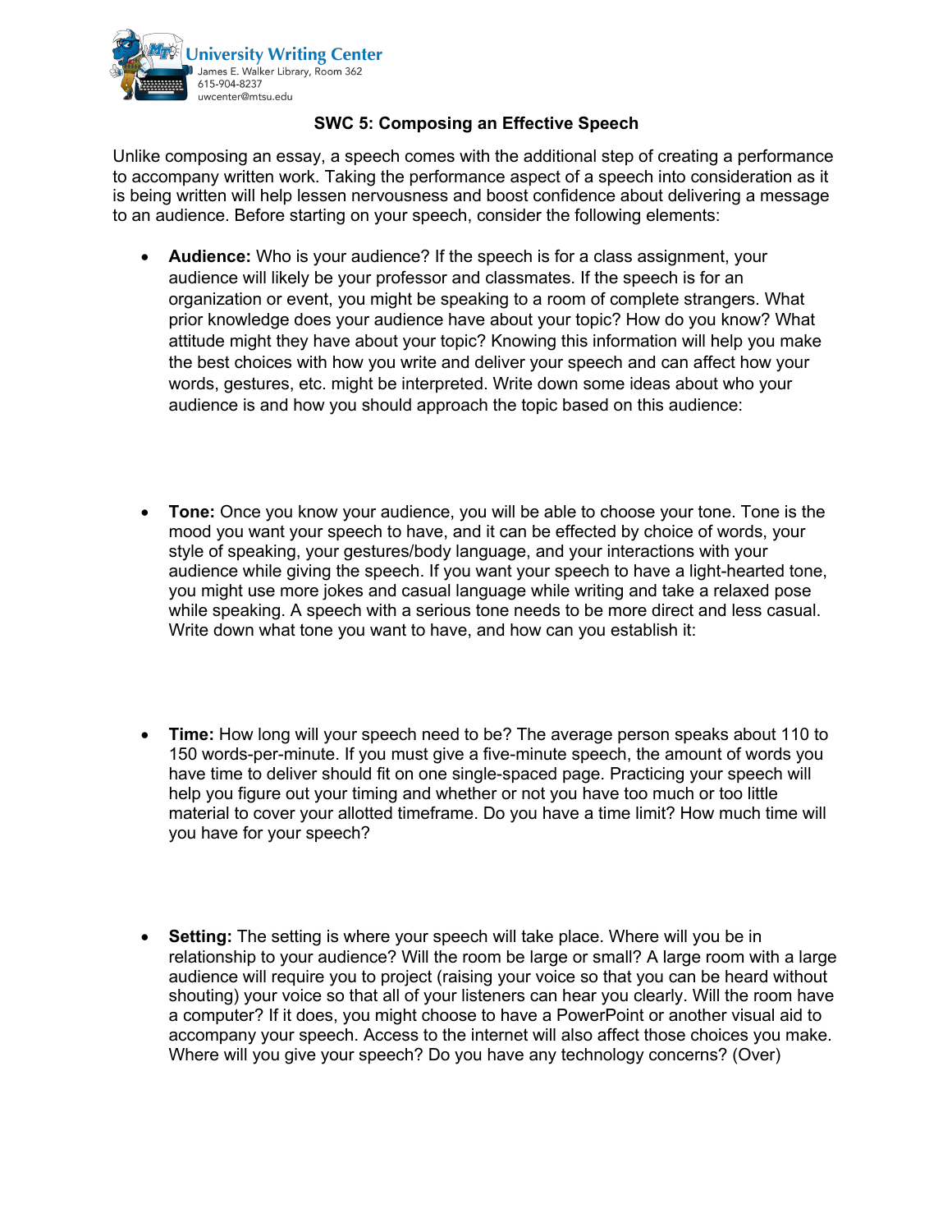University Writing Center
James E. Walker Library, Room 362
615-904-8237
uwcenter@mtsu.edu

# SWC 5: Composing an Effective Speech

Unlike composing an essay, a speech comes with the additional step of creating a performance to accompany written work. Taking the performance aspect of a speech into consideration as it is being written will help lessen nervousness and boost confidence about delivering a message to an audience. Before starting on your speech, consider the following elements:

- **Audience:** Who is your audience? If the speech is for a class assignment, your audience will likely be your professor and classmates. If the speech is for an organization or event, you might be speaking to a room of complete strangers. What prior knowledge does your audience have about your topic? How do you know? What attitude might they have about your topic? Knowing this information will help you make the best choices with how you write and deliver your speech and can affect how your words, gestures, etc. might be interpreted. Write down some ideas about who your audience is and how you should approach the topic based on this audience:

- **Tone:** Once you know your audience, you will be able to choose your tone. Tone is the mood you want your speech to have, and it can be effected by choice of words, your style of speaking, your gestures/body language, and your interactions with your audience while giving the speech. If you want your speech to have a light-hearted tone, you might use more jokes and casual language while writing and take a relaxed pose while speaking. A speech with a serious tone needs to be more direct and less casual. Write down what tone you want to have, and how can you establish it:

- **Time:** How long will your speech need to be? The average person speaks about 110 to 150 words-per-minute. If you must give a five-minute speech, the amount of words you have time to deliver should fit on one single-spaced page. Practicing your speech will help you figure out your timing and whether or not you have too much or too little material to cover your allotted timeframe. Do you have a time limit? How much time will you have for your speech?

- **Setting:** The setting is where your speech will take place. Where will you be in relationship to your audience? Will the room be large or small? A large room with a large audience will require you to project (raising your voice so that you can be heard without shouting) your voice so that all of your listeners can hear you clearly. Will the room have a computer? If it does, you might choose to have a PowerPoint or another visual aid to accompany your speech. Access to the internet will also affect those choices you make. Where will you give your speech? Do you have any technology concerns? (Over)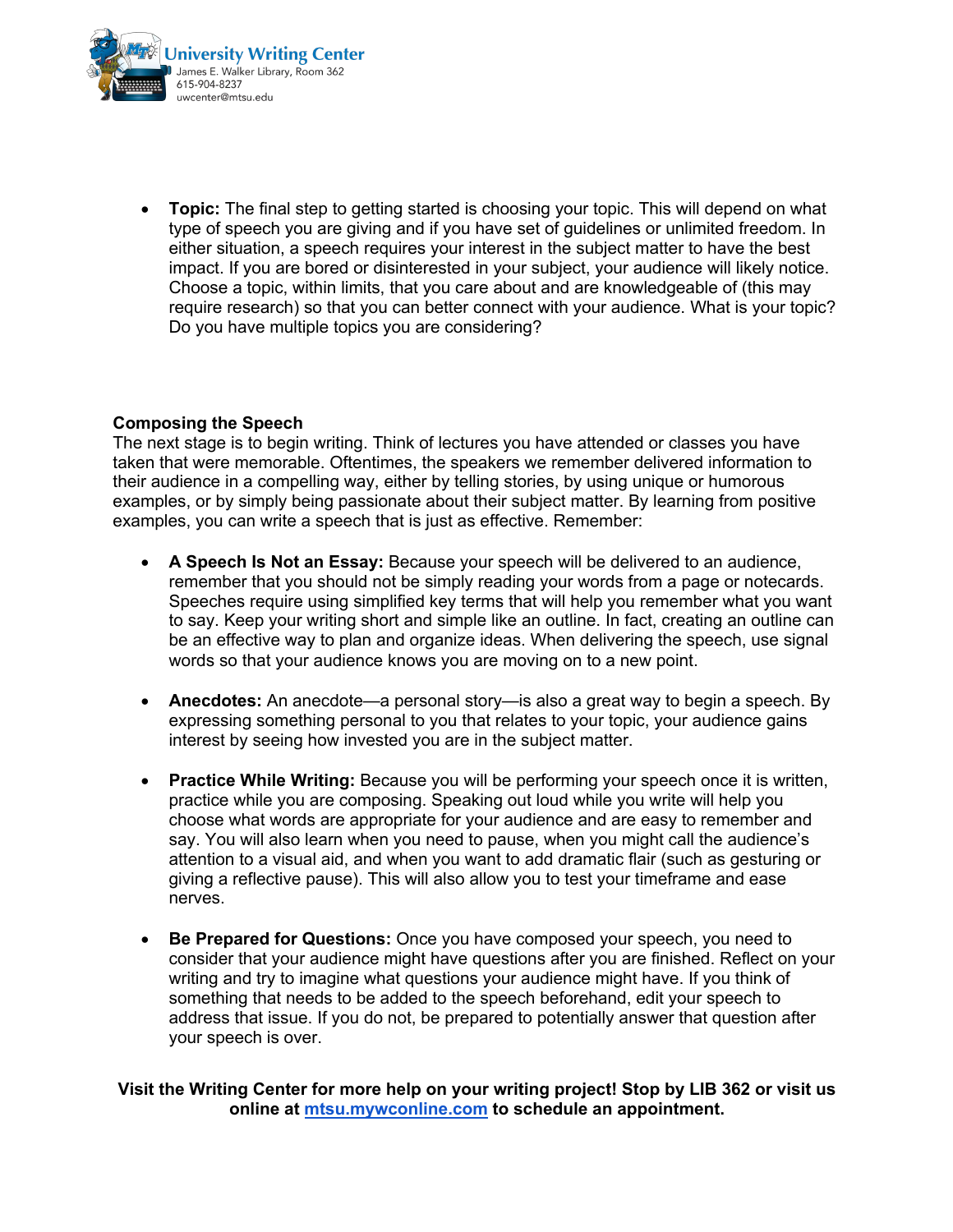- **Topic:** The final step to getting started is choosing your topic. This will depend on what type of speech you are giving and if you have set of guidelines or unlimited freedom. In either situation, a speech requires your interest in the subject matter to have the best impact. If you are bored or disinterested in your subject, your audience will likely notice. Choose a topic, within limits, that you care about and are knowledgeable of (this may require research) so that you can better connect with your audience. What is your topic? Do you have multiple topics you are considering?

**Composing the Speech**

The next stage is to begin writing. Think of lectures you have attended or classes you have taken that were memorable. Oftentimes, the speakers we remember delivered information to their audience in a compelling way, either by telling stories, by using unique or humorous examples, or by simply being passionate about their subject matter. By learning from positive examples, you can write a speech that is just as effective. Remember:

- **A Speech Is Not an Essay:** Because your speech will be delivered to an audience, remember that you should not be simply reading your words from a page or notecards. Speeches require using simplified key terms that will help you remember what you want to say. Keep your writing short and simple like an outline. In fact, creating an outline can be an effective way to plan and organize ideas. When delivering the speech, use signal words so that your audience knows you are moving on to a new point.

- **Anecdotes:** An anecdote—a personal story—is also a great way to begin a speech. By expressing something personal to you that relates to your topic, your audience gains interest by seeing how invested you are in the subject matter.

- **Practice While Writing:** Because you will be performing your speech once it is written, practice while you are composing. Speaking out loud while you write will help you choose what words are appropriate for your audience and are easy to remember and say. You will also learn when you need to pause, when you might call the audience's attention to a visual aid, and when you want to add dramatic flair (such as gesturing or giving a reflective pause). This will also allow you to test your timeframe and ease nerves.

- **Be Prepared for Questions:** Once you have composed your speech, you need to consider that your audience might have questions after you are finished. Reflect on your writing and try to imagine what questions your audience might have. If you think of something that needs to be added to the speech beforehand, edit your speech to address that issue. If you do not, be prepared to potentially answer that question after your speech is over.

**Visit the Writing Center for more help on your writing project! Stop by LIB 362 or visit us online at [mtsu.mywconline.com](mtsu.mywconline.com) to schedule an appointment.**